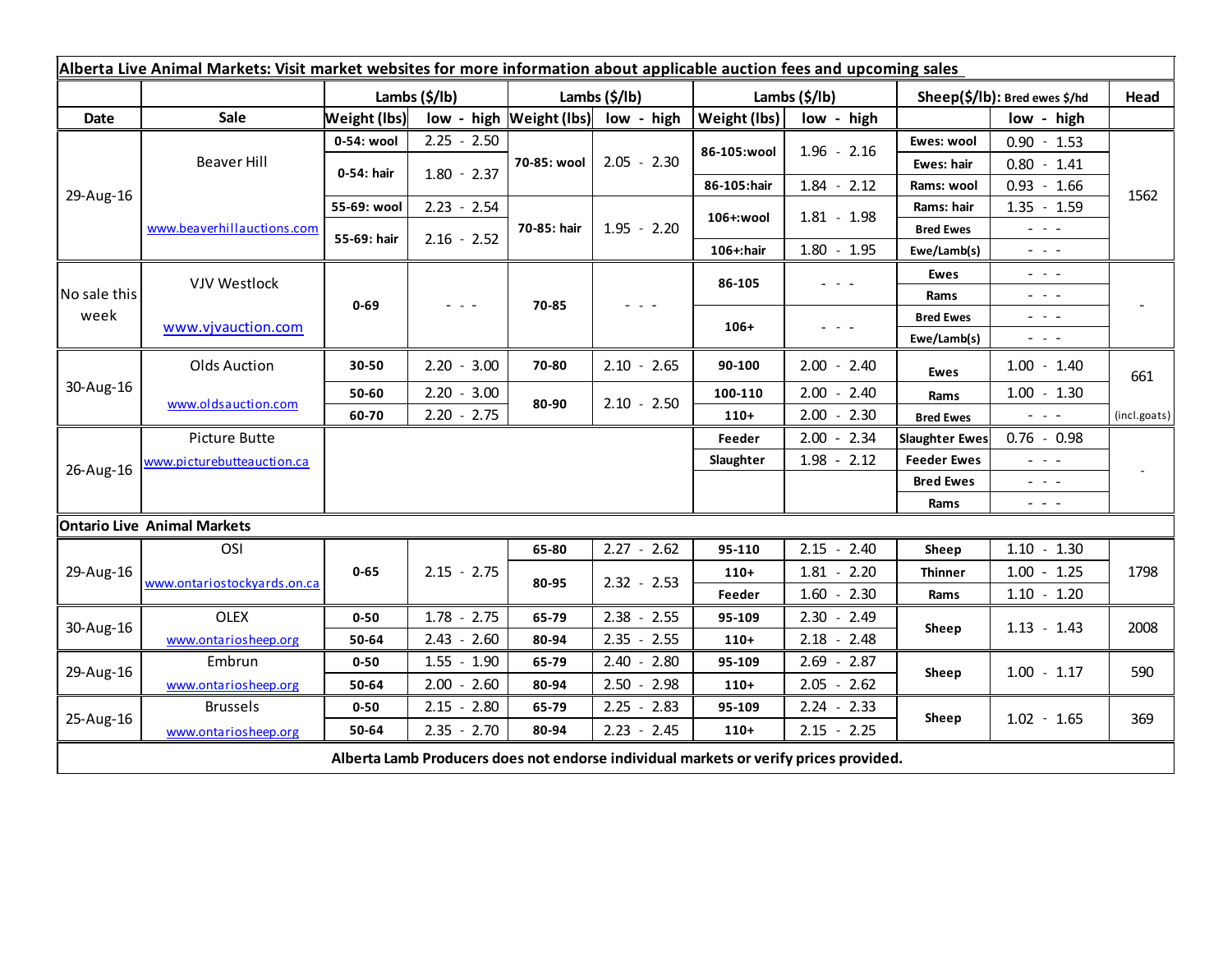| Alberta Live Animal Markets: Visit market websites for more information about applicable auction fees and upcoming sales | | | | | | | | | | |
|---|---|---|---|---|---|---|---|---|---|---|
| | | Lambs ($/lb) | | Lambs ($/lb) | | Lambs ($/lb) | | Sheep($/lb): Bred ewes $/hd | | Head |
| Date | Sale | Weight (lbs) | low - high | Weight (lbs) | low - high | Weight (lbs) | low - high | | low - high | |
| 29-Aug-16 | Beaver Hill www.beaverhillauctions.com | 0-54: wool | 2.25 - 2.50 | 70-85: wool | 2.05 - 2.30 | 86-105:wool | 1.96 - 2.16 | Ewes: wool | 0.90 - 1.53 | 1562 |
| | | 0-54: hair | 1.80 - 2.37 | | | | | Ewes: hair | 0.80 - 1.41 | |
| | | | | | | 86-105:hair | 1.84 - 2.12 | Rams: wool | 0.93 - 1.66 | |
| | | 55-69: wool | 2.23 - 2.54 | 70-85: hair | 1.95 - 2.20 | 106+:wool | 1.81 - 1.98 | Rams: hair | 1.35 - 1.59 | |
| | | 55-69: hair | 2.16 - 2.52 | | | | | Bred Ewes | - - - | |
| | | | | | | 106+:hair | 1.80 - 1.95 | Ewe/Lamb(s) | - - - | |
| No sale this week | VJV Westlock www.vjvauction.com | 0-69 | - - - | 70-85 | - - - | 86-105 | - - - | Ewes | - - - | - |
| | | | | | | | | Rams | - - - | |
| | | | | | | 106+ | - - - | Bred Ewes | - - - | |
| | | | | | | | | Ewe/Lamb(s) | - - - | |
| 30-Aug-16 | Olds Auction www.oldsauction.com | 30-50 | 2.20 - 3.00 | 70-80 | 2.10 - 2.65 | 90-100 | 2.00 - 2.40 | Ewes | 1.00 - 1.40 | 661 (incl.goats) |
| | | 50-60 | 2.20 - 3.00 | 80-90 | 2.10 - 2.50 | 100-110 | 2.00 - 2.40 | Rams | 1.00 - 1.30 | |
| | | 60-70 | 2.20 - 2.75 | | | 110+ | 2.00 - 2.30 | Bred Ewes | - - - | |
| 26-Aug-16 | Picture Butte www.picturebutteauction.ca | | | | | Feeder | 2.00 - 2.34 | Slaughter Ewes | 0.76 - 0.98 | - |
| | | | | | | Slaughter | 1.98 - 2.12 | Feeder Ewes | - - - | |
| | | | | | | | | Bred Ewes | - - - | |
| | | | | | | | | Rams | - - - | |
| **Ontario Live Animal Markets** | | | | | | | | | | |
| 29-Aug-16 | OSI www.ontariostockyards.on.ca | 0-65 | 2.15 - 2.75 | 65-80 | 2.27 - 2.62 | 95-110 | 2.15 - 2.40 | Sheep | 1.10 - 1.30 | 1798 |
| | | | | 80-95 | 2.32 - 2.53 | 110+ | 1.81 - 2.20 | Thinner | 1.00 - 1.25 | |
| | | | | | | Feeder | 1.60 - 2.30 | Rams | 1.10 - 1.20 | |
| 30-Aug-16 | OLEX www.ontariosheep.org | 0-50 | 1.78 - 2.75 | 65-79 | 2.38 - 2.55 | 95-109 | 2.30 - 2.49 | Sheep | 1.13 - 1.43 | 2008 |
| | | 50-64 | 2.43 - 2.60 | 80-94 | 2.35 - 2.55 | 110+ | 2.18 - 2.48 | | | |
| 29-Aug-16 | Embrun www.ontariosheep.org | 0-50 | 1.55 - 1.90 | 65-79 | 2.40 - 2.80 | 95-109 | 2.69 - 2.87 | Sheep | 1.00 - 1.17 | 590 |
| | | 50-64 | 2.00 - 2.60 | 80-94 | 2.50 - 2.98 | 110+ | 2.05 - 2.62 | | | |
| 25-Aug-16 | Brussels www.ontariosheep.org | 0-50 | 2.15 - 2.80 | 65-79 | 2.25 - 2.83 | 95-109 | 2.24 - 2.33 | Sheep | 1.02 - 1.65 | 369 |
| | | 50-64 | 2.35 - 2.70 | 80-94 | 2.23 - 2.45 | 110+ | 2.15 - 2.25 | | | |

**Alberta Lamb Producers does not endorse individual markets or verify prices provided.**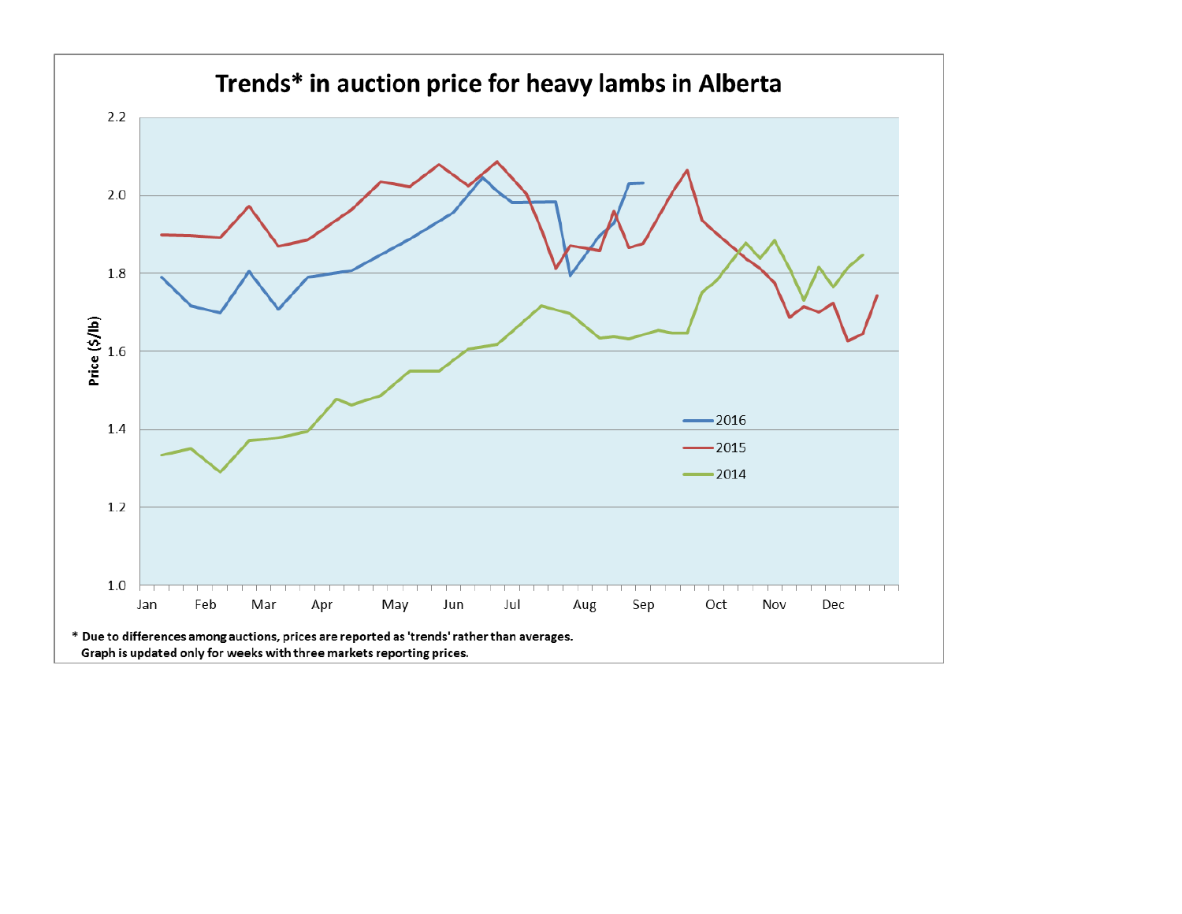# Trends* in auction price for heavy lambs in Alberta

Price ($/lb)

2.2
2.0
1.8
1.6
1.4
1.2
1.0

Jan Feb Mar Apr May Jun Jul Aug Sep Oct Nov Dec

2016
2015
2014

\* Due to differences among auctions, prices are reported as 'trends' rather than averages.
Graph is updated only for weeks with three markets reporting prices.